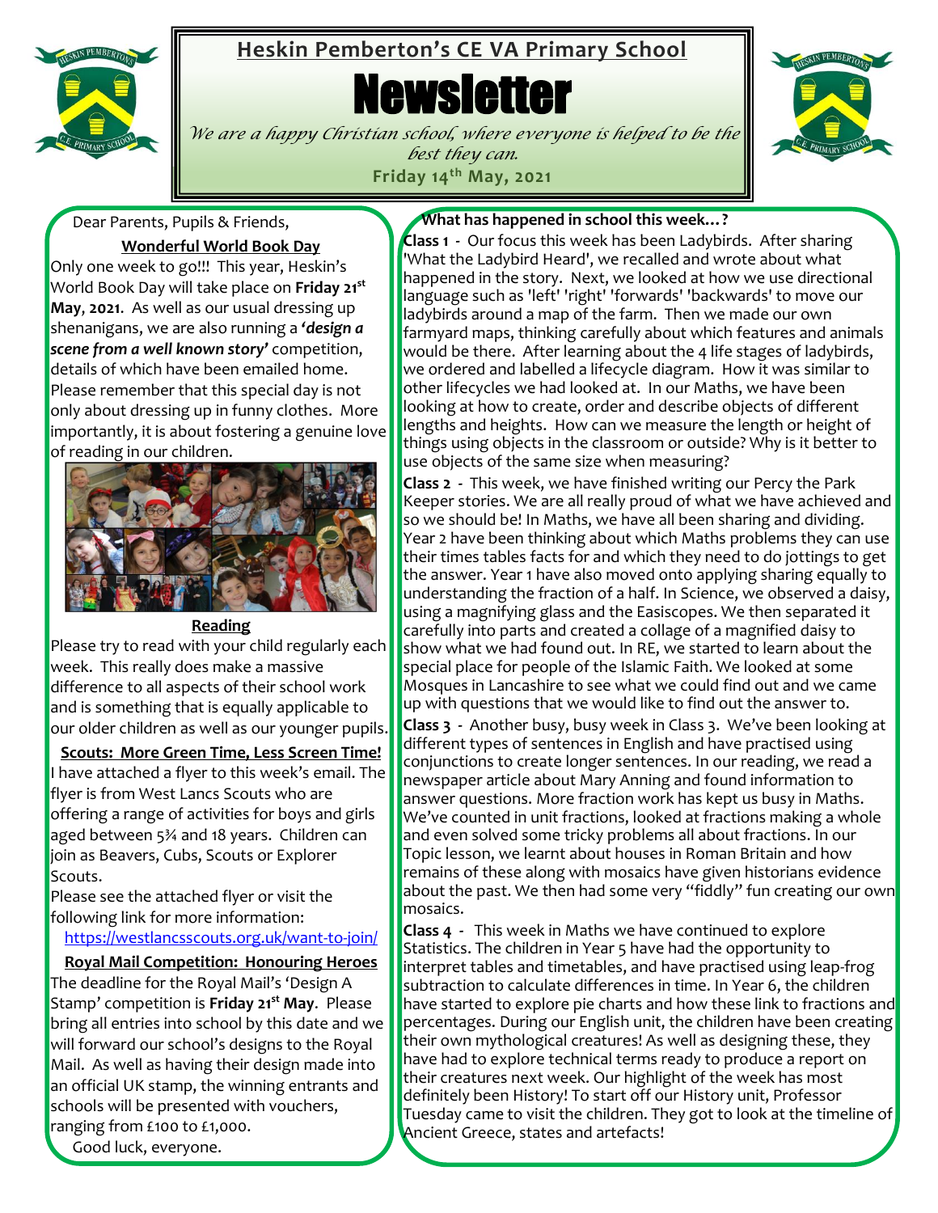# Heskin Pemberton's CE VA Primary School

# Newsletter

*We are a happy Christian school, where everyone is helped to be the best they can.*

**Friday 14th May, 2021**

Dear Parents, Pupils & Friends,

## Wonderful World Book Day

Only one week to go!!! This year, Heskin's World Book Day will take place on **Friday 21st May**, **2021**. As well as our usual dressing up shenanigans, we are also running a ***'design a scene from a well known story'*** competition, details of which have been emailed home. Please remember that this special day is not only about dressing up in funny clothes. More importantly, it is about fostering a genuine love of reading in our children.

## Reading

Please try to read with your child regularly each week. This really does make a massive difference to all aspects of their school work and is something that is equally applicable to our older children as well as our younger pupils.

## Scouts: More Green Time, Less Screen Time!

I have attached a flyer to this week's email. The flyer is from West Lancs Scouts who are offering a range of activities for boys and girls aged between 5¾ and 18 years. Children can join as Beavers, Cubs, Scouts or Explorer Scouts.

Please see the attached flyer or visit the following link for more information:

https://westlancsscouts.org.uk/want-to-join/

## Royal Mail Competition: Honouring Heroes

The deadline for the Royal Mail's 'Design A Stamp' competition is **Friday 21st May**. Please bring all entries into school by this date and we will forward our school's designs to the Royal Mail. As well as having their design made into an official UK stamp, the winning entrants and schools will be presented with vouchers, ranging from £100 to £1,000.

Good luck, everyone.

## What has happened in school this week…?

**Class 1** - Our focus this week has been Ladybirds. After sharing 'What the Ladybird Heard', we recalled and wrote about what happened in the story. Next, we looked at how we use directional language such as 'left' 'right' 'forwards' 'backwards' to move our ladybirds around a map of the farm. Then we made our own farmyard maps, thinking carefully about which features and animals would be there. After learning about the 4 life stages of ladybirds, we ordered and labelled a lifecycle diagram. How it was similar to other lifecycles we had looked at. In our Maths, we have been looking at how to create, order and describe objects of different lengths and heights. How can we measure the length or height of things using objects in the classroom or outside? Why is it better to use objects of the same size when measuring?

**Class 2** - This week, we have finished writing our Percy the Park Keeper stories. We are all really proud of what we have achieved and so we should be! In Maths, we have all been sharing and dividing. Year 2 have been thinking about which Maths problems they can use their times tables facts for and which they need to do jottings to get the answer. Year 1 have also moved onto applying sharing equally to understanding the fraction of a half. In Science, we observed a daisy, using a magnifying glass and the Easiscopes. We then separated it carefully into parts and created a collage of a magnified daisy to show what we had found out. In RE, we started to learn about the special place for people of the Islamic Faith. We looked at some Mosques in Lancashire to see what we could find out and we came up with questions that we would like to find out the answer to.

**Class 3** - Another busy, busy week in Class 3. We've been looking at different types of sentences in English and have practised using conjunctions to create longer sentences. In our reading, we read a newspaper article about Mary Anning and found information to answer questions. More fraction work has kept us busy in Maths. We've counted in unit fractions, looked at fractions making a whole and even solved some tricky problems all about fractions. In our Topic lesson, we learnt about houses in Roman Britain and how remains of these along with mosaics have given historians evidence about the past. We then had some very "fiddly" fun creating our own mosaics.

**Class 4** - This week in Maths we have continued to explore Statistics. The children in Year 5 have had the opportunity to interpret tables and timetables, and have practised using leap-frog subtraction to calculate differences in time. In Year 6, the children have started to explore pie charts and how these link to fractions and percentages. During our English unit, the children have been creating their own mythological creatures! As well as designing these, they have had to explore technical terms ready to produce a report on their creatures next week. Our highlight of the week has most definitely been History! To start off our History unit, Professor Tuesday came to visit the children. They got to look at the timeline of Ancient Greece, states and artefacts!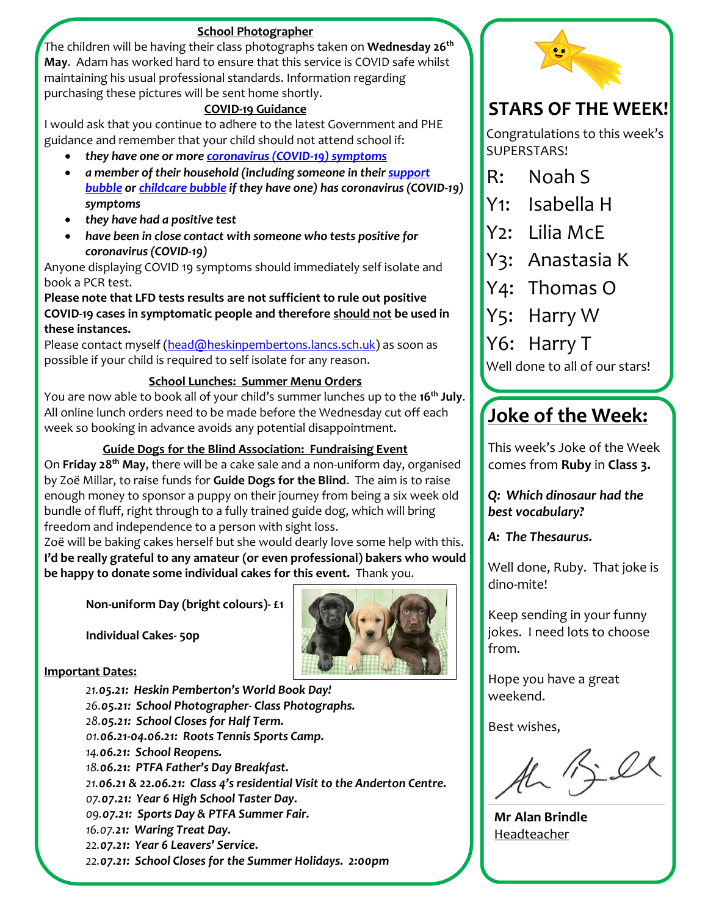## School Photographer

The children will be having their class photographs taken on **Wednesday 26th May**. Adam has worked hard to ensure that this service is COVID safe whilst maintaining his usual professional standards. Information regarding purchasing these pictures will be sent home shortly.

## COVID-19 Guidance

I would ask that you continue to adhere to the latest Government and PHE guidance and remember that your child should not attend school if:

- *they have one or more coronavirus (COVID-19) symptoms*
- *a member of their household (including someone in their support bubble or childcare bubble if they have one) has coronavirus (COVID-19) symptoms*
- *they have had a positive test*
- *have been in close contact with someone who tests positive for coronavirus (COVID-19)*

Anyone displaying COVID 19 symptoms should immediately self isolate and book a PCR test.

**Please note that LFD tests results are not sufficient to rule out positive COVID-19 cases in symptomatic people and therefore should not be used in these instances.**

Please contact myself (head@heskinpembertons.lancs.sch.uk) as soon as possible if your child is required to self isolate for any reason.

## School Lunches: Summer Menu Orders

You are now able to book all of your child's summer lunches up to the **16th July**. All online lunch orders need to be made before the Wednesday cut off each week so booking in advance avoids any potential disappointment.

## Guide Dogs for the Blind Association: Fundraising Event

On **Friday 28th May**, there will be a cake sale and a non-uniform day, organised by Zoë Millar, to raise funds for **Guide Dogs for the Blind**. The aim is to raise enough money to sponsor a puppy on their journey from being a six week old bundle of fluff, right through to a fully trained guide dog, which will bring freedom and independence to a person with sight loss.

Zoë will be baking cakes herself but she would dearly love some help with this. **I'd be really grateful to any amateur (or even professional) bakers who would be happy to donate some individual cakes for this event.** Thank you.

**Non-uniform Day (bright colours)- £1**

**Individual Cakes- 50p**

**Important Dates:**

*21.05.21: Heskin Pemberton's World Book Day!*
*26.05.21: School Photographer- Class Photographs.*
*28.05.21: School Closes for Half Term.*
*01.06.21-04.06.21: Roots Tennis Sports Camp.*
*14.06.21: School Reopens.*
*18.06.21: PTFA Father's Day Breakfast.*
*21.06.21 & 22.06.21: Class 4's residential Visit to the Anderton Centre.*
*07.07.21: Year 6 High School Taster Day.*
*09.07.21: Sports Day & PTFA Summer Fair.*
*16.07.21: Waring Treat Day.*
*22.07.21: Year 6 Leavers' Service.*
*22.07.21: School Closes for the Summer Holidays. 2:00pm*

## STARS OF THE WEEK!

Congratulations to this week's SUPERSTARS!

R: Noah S
Y1: Isabella H
Y2: Lilia McE
Y3: Anastasia K
Y4: Thomas O
Y5: Harry W
Y6: Harry T

Well done to all of our stars!

## Joke of the Week:

This week's Joke of the Week comes from **Ruby** in **Class 3.**

***Q: Which dinosaur had the best vocabulary?***

***A: The Thesaurus.***

Well done, Ruby. That joke is dino-mite!

Keep sending in your funny jokes. I need lots to choose from.

Hope you have a great weekend.

Best wishes,

**Mr Alan Brindle**
Headteacher